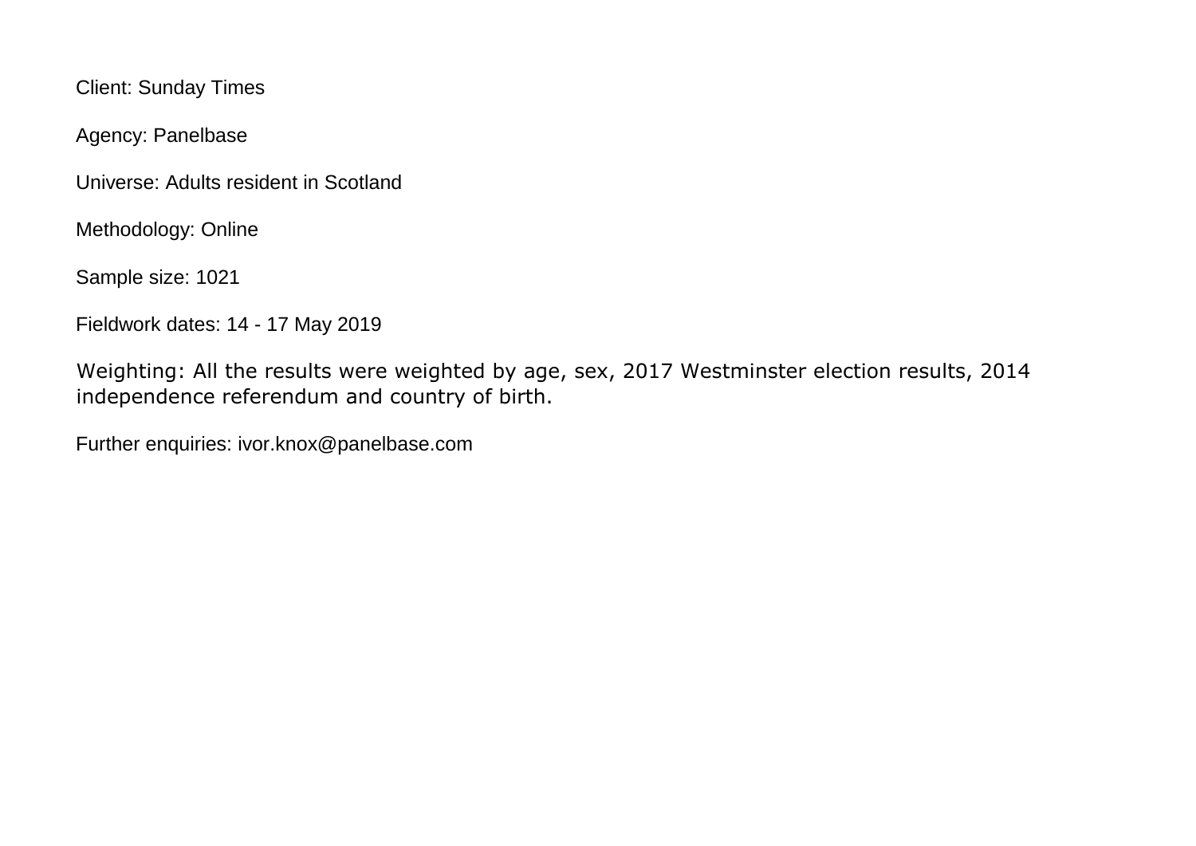Client: Sunday Times

Agency: Panelbase

Universe: Adults resident in Scotland

Methodology: Online

Sample size: 1021

Fieldwork dates: 14 - 17 May 2019

Weighting: All the results were weighted by age, sex, 2017 Westminster election results, 2014 independence referendum and country of birth.

Further enquiries: ivor.knox@panelbase.com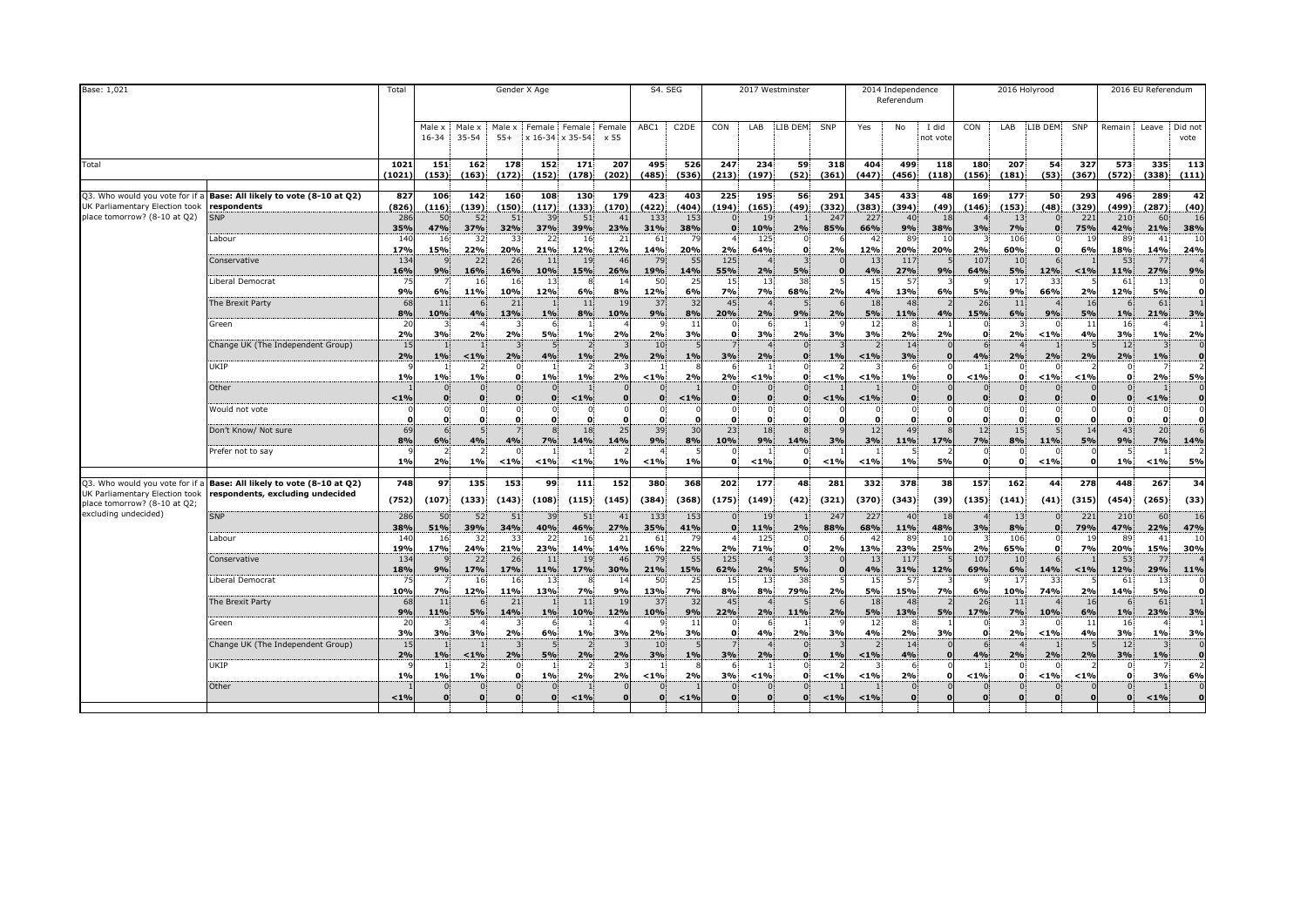| Base: 1,021 | | Total | Gender X Age | | | | | | S4. SEG | | 2017 Westminster | | | | 2014 Independence Referendum | | | 2016 Holyrood | | | | 2016 EU Referendum | | |
|---|---|---|---|---|---|---|---|---|---|---|---|---|---|---|---|---|---|---|---|---|---|---|---|---|
| | | | Male x 16-34 | Male x 35-54 | Male x 55+ | Female x 16-34 | Female x 35-54 | Female x 55 | ABC1 | C2DE | CON | LAB | LIB DEM | SNP | Yes | No | I did not vote | CON | LAB | LIB DEM | SNP | Remain | Leave | Did not vote |
| Total | | 1021 (1021) | 151 (153) | 162 (163) | 178 (172) | 152 (152) | 171 (178) | 207 (202) | 495 (485) | 526 (536) | 247 (213) | 234 (197) | 59 (52) | 318 (361) | 404 (447) | 499 (456) | 118 (118) | 180 (156) | 207 (181) | 54 (53) | 327 (367) | 573 (572) | 335 (338) | 113 (111) |
| Q3. Who would you vote for if a UK Parliamentary Election took place tomorrow? (8-10 at Q2) | Base: All likely to vote (8-10 at Q2) respondents | 827 (826) | 106 (116) | 142 (139) | 160 (150) | 108 (117) | 130 (133) | 179 (170) | 423 (422) | 403 (404) | 225 (194) | 195 (165) | 56 (49) | 291 (332) | 345 (383) | 433 (394) | 48 (49) | 169 (146) | 177 (153) | 50 (48) | 293 (329) | 496 (499) | 289 (287) | 42 (40) |
| | SNP | 286 35% | 50 47% | 52 37% | 51 32% | 39 37% | 51 39% | 41 23% | 133 31% | 153 38% | 0 0 | 19 10% | 1 2% | 247 85% | 227 66% | 40 9% | 18 38% | 4 3% | 13 7% | 0 0 | 221 75% | 210 42% | 60 21% | 16 38% |
| | Labour | 140 17% | 16 15% | 32 22% | 33 20% | 22 21% | 16 12% | 21 12% | 61 14% | 79 20% | 4 2% | 125 64% | 0 0 | 6 2% | 42 12% | 89 20% | 10 20% | 3 2% | 106 60% | 0 0 | 19 6% | 89 18% | 41 14% | 10 24% |
| | Conservative | 134 16% | 9 9% | 22 16% | 26 16% | 11 10% | 19 15% | 46 26% | 79 19% | 55 14% | 125 55% | 4 2% | 3 5% | 0 0 | 13 4% | 117 27% | 5 9% | 107 64% | 10 5% | 6 12% | 1 <1% | 53 11% | 77 27% | 4 9% |
| | Liberal Democrat | 75 9% | 7 6% | 16 11% | 16 10% | 13 12% | 8 6% | 14 8% | 50 12% | 25 6% | 15 7% | 13 7% | 38 68% | 5 2% | 15 4% | 57 13% | 3 6% | 9 5% | 17 9% | 33 66% | 5 2% | 61 12% | 13 5% | 0 0 |
| | The Brexit Party | 68 8% | 11 10% | 6 4% | 21 13% | 1 1% | 11 8% | 19 10% | 37 9% | 32 8% | 45 20% | 4 2% | 5 9% | 6 2% | 18 5% | 48 11% | 2 4% | 26 15% | 11 6% | 4 9% | 16 5% | 6 1% | 61 21% | 1 3% |
| | Green | 20 2% | 3 3% | 4 2% | 3 2% | 6 5% | 1 1% | 4 2% | 9 2% | 11 3% | 0 0 | 6 3% | 1 2% | 9 3% | 12 3% | 8 2% | 1 2% | 0 0 | 3 2% | 0 <1% | 11 4% | 16 3% | 4 1% | 1 2% |
| | Change UK (The Independent Group) | 15 2% | 1 1% | 1 <1% | 3 2% | 5 4% | 2 1% | 3 2% | 10 2% | 5 1% | 7 3% | 4 2% | 0 0 | 3 1% | 2 <1% | 14 3% | 0 0 | 6 4% | 4 2% | 1 2% | 2 2% | 12 2% | 3 1% | 0 0 |
| | UKIP | 9 1% | 1 1% | 2 1% | 0 0 | 1 1% | 2 1% | 3 2% | 1 <1% | 8 2% | 6 2% | 1 <1% | 0 0 | 2 <1% | 3 <1% | 6 1% | 0 0 | 1 <1% | 0 0 | 0 <1% | 2 <1% | 0 0 | 7 2% | 2 5% |
| | Other | 1 <1% | 0 0 | 0 0 | 0 0 | 0 0 | 1 <1% | 0 0 | 0 0 | 1 <1% | 0 0 | 0 0 | 0 0 | 1 <1% | 1 <1% | 0 0 | 0 0 | 0 0 | 0 0 | 0 0 | 0 0 | 0 0 | 1 <1% | 0 0 |
| | Would not vote | 0 0 | 0 0 | 0 0 | 0 0 | 0 0 | 0 0 | 0 0 | 0 0 | 0 0 | 0 0 | 0 0 | 0 0 | 0 0 | 0 0 | 0 0 | 0 0 | 0 0 | 0 0 | 0 0 | 0 0 | 0 0 | 0 0 | 0 0 |
| | Don't Know/ Not sure | 69 8% | 6 6% | 5 4% | 7 4% | 8 7% | 18 14% | 25 14% | 39 9% | 30 8% | 23 10% | 18 9% | 8 14% | 9 3% | 12 3% | 49 11% | 8 17% | 12 7% | 15 8% | 5 11% | 14 5% | 43 9% | 20 7% | 6 14% |
| | Prefer not to say | 9 1% | 2 2% | 2 1% | 0 <1% | 1 <1% | 1 <1% | 2 1% | 4 <1% | 5 1% | 0 0 | 1 <1% | 0 0 | 1 <1% | 1 <1% | 5 1% | 2 5% | 0 0 | 0 0 | 0 <1% | 0 0 | 5 1% | 1 <1% | 2 5% |
| Q3. Who would you vote for if a UK Parliamentary Election took place tomorrow? (8-10 at Q2; excluding undecided) | Base: All likely to vote (8-10 at Q2) respondents, excluding undecided | 748 (752) | 97 (107) | 135 (133) | 153 (143) | 99 (108) | 111 (115) | 152 (145) | 380 (384) | 368 (368) | 202 (175) | 177 (149) | 48 (42) | 281 (321) | 332 (370) | 378 (343) | 38 (39) | 157 (135) | 162 (141) | 44 (41) | 278 (315) | 448 (454) | 267 (265) | 34 (33) |
| | SNP | 286 38% | 50 51% | 52 39% | 51 34% | 39 40% | 51 46% | 41 27% | 133 35% | 153 41% | 0 0 | 19 11% | 1 2% | 247 88% | 227 68% | 40 11% | 18 48% | 4 3% | 13 8% | 0 0 | 221 79% | 210 47% | 60 22% | 16 47% |
| | Labour | 140 19% | 16 17% | 32 24% | 33 21% | 22 23% | 16 14% | 21 14% | 61 16% | 79 22% | 4 2% | 125 71% | 0 0 | 6 2% | 42 13% | 89 23% | 10 25% | 3 2% | 106 65% | 0 0 | 19 7% | 89 20% | 41 15% | 10 30% |
| | Conservative | 134 18% | 9 9% | 22 17% | 26 17% | 11 11% | 19 17% | 46 30% | 79 21% | 55 15% | 125 62% | 4 2% | 3 5% | 0 0 | 13 4% | 117 31% | 5 12% | 107 69% | 10 6% | 6 14% | 1 <1% | 53 12% | 77 29% | 4 11% |
| | Liberal Democrat | 75 10% | 7 7% | 16 12% | 16 11% | 13 13% | 8 7% | 14 9% | 50 13% | 25 7% | 15 8% | 13 8% | 38 79% | 5 2% | 15 5% | 57 15% | 3 7% | 9 6% | 17 10% | 33 74% | 5 2% | 61 14% | 13 5% | 0 0 |
| | The Brexit Party | 68 9% | 11 11% | 6 5% | 21 14% | 1 1% | 11 10% | 19 12% | 37 10% | 32 9% | 45 22% | 4 2% | 5 11% | 6 2% | 18 5% | 48 13% | 2 5% | 26 17% | 11 7% | 4 10% | 16 6% | 6 1% | 61 23% | 1 3% |
| | Green | 20 3% | 3 3% | 4 3% | 3 2% | 6 6% | 1 1% | 4 3% | 9 2% | 11 3% | 0 0 | 6 4% | 1 2% | 9 3% | 12 4% | 8 2% | 1 3% | 0 0 | 3 2% | 0 <1% | 11 4% | 16 3% | 4 1% | 1 3% |
| | Change UK (The Independent Group) | 15 2% | 1 1% | 1 <1% | 3 2% | 5 5% | 2 2% | 3 2% | 10 3% | 5 1% | 7 3% | 4 2% | 0 0 | 3 1% | 2 <1% | 14 4% | 0 0 | 6 4% | 4 2% | 1 2% | 2 2% | 12 3% | 3 1% | 0 0 |
| | UKIP | 9 1% | 1 1% | 2 1% | 0 0 | 1 1% | 2 2% | 3 2% | 1 <1% | 8 2% | 6 3% | 1 <1% | 0 0 | 2 <1% | 3 <1% | 6 2% | 0 0 | 1 <1% | 0 0 | 0 <1% | 2 <1% | 0 0 | 7 3% | 2 6% |
| | Other | 1 <1% | 0 0 | 0 0 | 0 0 | 0 0 | 1 <1% | 0 0 | 0 0 | 1 <1% | 0 0 | 0 0 | 0 0 | 1 <1% | 1 <1% | 0 0 | 0 0 | 0 0 | 0 0 | 0 0 | 0 0 | 0 0 | 1 <1% | 0 0 |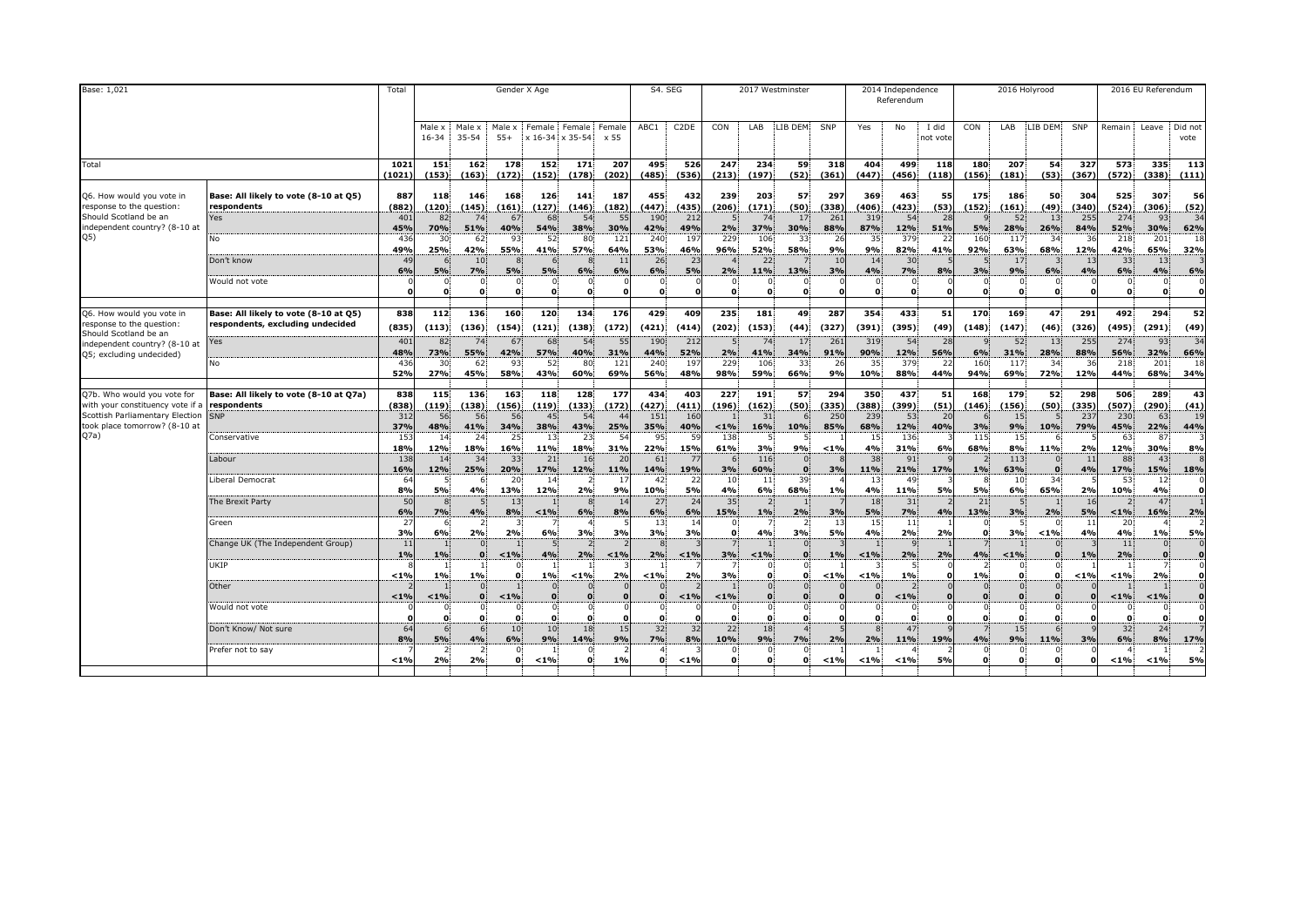| Base: 1,021 | | Total | Gender X Age | | | | | | S4. SEG | | 2017 Westminster | | | | 2014 Independence Referendum | | | 2016 Holyrood | | | | 2016 EU Referendum | | |
|---|---|---|---|---|---|---|---|---|---|---|---|---|---|---|---|---|---|---|---|---|---|---|---|---|
| | | | Male x 16-34 | Male x 35-54 | Male x 55+ | Female x 16-34 | Female x 35-54 | Female x 55 | ABC1 | C2DE | CON | LAB | LIB DEM | SNP | Yes | No | I did not vote | CON | LAB | LIB DEM | SNP | Remain | Leave | Did not vote |
| Total | | 1021 (1021) | 151 (153) | 162 (163) | 178 (172) | 152 (152) | 171 (178) | 207 (202) | 495 (485) | 526 (536) | 247 (213) | 234 (197) | 59 (52) | 318 (361) | 404 (447) | 499 (456) | 118 (118) | 180 (156) | 207 (181) | 54 (53) | 327 (367) | 573 (572) | 335 (338) | 113 (111) |
| Q6. How would you vote in response to the question: Should Scotland be an independent country? (8-10 at Q5) | Base: All likely to vote (8-10 at Q5) respondents | 887 (882) | 118 (120) | 146 (145) | 168 (161) | 126 (127) | 141 (146) | 187 (182) | 455 (447) | 432 (435) | 239 (206) | 203 (171) | 57 (50) | 297 (338) | 369 (406) | 463 (423) | 55 (53) | 175 (152) | 186 (161) | 50 (49) | 304 (340) | 525 (524) | 307 (306) | 56 (52) |
| | Yes | 401 45% | 82 70% | 74 51% | 67 40% | 68 54% | 54 38% | 55 30% | 190 42% | 212 49% | 5 2% | 74 37% | 17 30% | 261 88% | 319 87% | 54 12% | 28 51% | 9 5% | 52 28% | 13 26% | 255 84% | 274 52% | 93 30% | 34 62% |
| | No | 436 49% | 30 25% | 62 42% | 93 55% | 52 41% | 80 57% | 121 64% | 240 53% | 197 46% | 229 96% | 106 52% | 33 58% | 26 9% | 35 9% | 379 82% | 22 41% | 160 92% | 117 63% | 34 68% | 36 12% | 218 42% | 201 65% | 18 32% |
| | Don't know | 49 6% | 6 5% | 10 7% | 8 5% | 6 5% | 8 6% | 11 6% | 26 6% | 23 5% | 4 2% | 22 11% | 7 13% | 10 3% | 14 4% | 30 7% | 5 8% | 5 3% | 17 9% | 3 6% | 13 4% | 33 6% | 13 4% | 3 6% |
| | Would not vote | 0 0 | 0 0 | 0 0 | 0 0 | 0 0 | 0 0 | 0 0 | 0 0 | 0 0 | 0 0 | 0 0 | 0 0 | 0 0 | 0 0 | 0 0 | 0 0 | 0 0 | 0 0 | 0 0 | 0 0 | 0 0 | 0 0 | 0 0 |
| Q6. How would you vote in response to the question: Should Scotland be an independent country? (8-10 at Q5; excluding undecided) | Base: All likely to vote (8-10 at Q5) respondents, excluding undecided | 838 (835) | 112 (113) | 136 (136) | 160 (154) | 120 (121) | 134 (138) | 176 (172) | 429 (421) | 409 (414) | 235 (202) | 181 (153) | 49 (44) | 287 (327) | 354 (391) | 433 (395) | 51 (49) | 170 (148) | 169 (147) | 47 (46) | 291 (326) | 492 (495) | 294 (291) | 52 (49) |
| | Yes | 401 48% | 82 73% | 74 55% | 67 42% | 68 57% | 54 40% | 55 31% | 190 44% | 212 52% | 5 2% | 74 41% | 17 34% | 261 91% | 319 90% | 54 12% | 28 56% | 9 6% | 52 31% | 13 28% | 255 88% | 274 56% | 93 32% | 34 66% |
| | No | 436 52% | 30 27% | 62 45% | 93 58% | 52 43% | 80 60% | 121 69% | 240 56% | 197 48% | 229 98% | 106 59% | 33 66% | 26 9% | 35 10% | 379 88% | 22 44% | 160 94% | 117 69% | 34 72% | 36 12% | 218 44% | 201 68% | 18 34% |
| Q7b. Who would you vote for with your constituency vote if a Scottish Parliamentary Election took place tomorrow? (8-10 at Q7a) | Base: All likely to vote (8-10 at Q7a) respondents | 838 (838) | 115 (119) | 136 (138) | 163 (156) | 118 (119) | 128 (133) | 177 (172) | 434 (427) | 403 (411) | 227 (196) | 191 (162) | 57 (50) | 294 (335) | 350 (388) | 437 (399) | 51 (51) | 168 (146) | 179 (156) | 52 (50) | 298 (335) | 506 (507) | 289 (290) | 43 (41) |
| | SNP | 312 37% | 56 48% | 56 41% | 56 34% | 45 38% | 54 43% | 44 25% | 151 35% | 160 40% | 1 <1% | 31 16% | 6 10% | 250 85% | 239 68% | 53 12% | 20 40% | 6 3% | 15 9% | 5 10% | 237 79% | 230 45% | 63 22% | 19 44% |
| | Conservative | 153 18% | 14 12% | 24 18% | 25 16% | 13 11% | 23 18% | 54 31% | 95 22% | 59 15% | 138 61% | 5 3% | 5 9% | 1 <1% | 15 4% | 136 31% | 3 6% | 115 68% | 15 8% | 6 11% | 5 2% | 63 12% | 87 30% | 3 8% |
| | Labour | 138 16% | 14 12% | 34 25% | 33 20% | 21 17% | 16 12% | 20 11% | 61 14% | 77 19% | 6 3% | 116 60% | 0 0 | 8 3% | 38 11% | 91 21% | 9 17% | 2 1% | 113 63% | 0 0 | 11 4% | 88 17% | 43 15% | 8 18% |
| | Liberal Democrat | 64 8% | 5 5% | 6 4% | 20 13% | 14 12% | 2 2% | 17 9% | 42 10% | 22 5% | 10 4% | 11 6% | 39 68% | 4 1% | 13 4% | 49 11% | 3 5% | 8 5% | 10 6% | 34 65% | 5 2% | 53 10% | 12 4% | 0 0 |
| | The Brexit Party | 50 6% | 8 7% | 5 4% | 13 8% | 1 <1% | 8 6% | 14 8% | 27 6% | 24 6% | 35 15% | 2 1% | 1 2% | 7 3% | 18 5% | 31 7% | 2 4% | 21 13% | 5 3% | 1 2% | 16 5% | 2 <1% | 47 16% | 1 2% |
| | Green | 27 3% | 6 6% | 2 2% | 3 2% | 7 6% | 4 3% | 5 3% | 13 3% | 14 3% | 0 0 | 7 4% | 2 3% | 13 5% | 15 4% | 11 2% | 1 2% | 0 0 | 5 3% | 0 <1% | 11 4% | 20 4% | 4 1% | 2 5% |
| | Change UK (The Independent Group) | 11 1% | 1 1% | 0 0 | 1 <1% | 5 4% | 2 2% | 1 <1% | 8 2% | 3 <1% | 7 3% | 1 <1% | 0 0 | 3 1% | 1 <1% | 9 2% | 1 2% | 7 4% | 1 <1% | 0 0 | 3 1% | 11 2% | 0 0 | 0 0 |
| | UKIP | 8 <1% | 1 1% | 1 1% | 0 0 | 1 1% | 1 <1% | 3 2% | 1 <1% | 7 2% | 7 3% | 0 0 | 0 0 | 1 <1% | 3 <1% | 5 1% | 0 0 | 2 1% | 0 0 | 0 0 | 1 <1% | 1 <1% | 7 2% | 0 0 |
| | Other | 2 <1% | 1 <1% | 0 0 | 1 <1% | 0 0 | 0 0 | 0 0 | 0 0 | 2 <1% | 1 <1% | 0 0 | 0 0 | 0 0 | 0 0 | 2 <1% | 0 0 | 0 0 | 0 0 | 0 0 | 0 0 | 1 <1% | 1 <1% | 0 0 |
| | Would not vote | 0 0 | 0 0 | 0 0 | 0 0 | 0 0 | 0 0 | 0 0 | 0 0 | 0 0 | 0 0 | 0 0 | 0 0 | 0 0 | 0 0 | 0 0 | 0 0 | 0 0 | 0 0 | 0 0 | 0 0 | 0 0 | 0 0 | 0 0 |
| | Don't Know/ Not sure | 64 8% | 6 5% | 6 4% | 10 6% | 10 9% | 18 14% | 15 9% | 32 7% | 32 8% | 22 10% | 18 9% | 4 7% | 5 2% | 8 2% | 47 11% | 9 19% | 7 4% | 15 9% | 6 11% | 9 3% | 32 6% | 24 8% | 7 17% |
| | Prefer not to say | 7 <1% | 2 2% | 2 2% | 0 0 | 1 <1% | 0 0 | 2 1% | 4 0 | 3 <1% | 0 0 | 0 0 | 0 0 | 1 <1% | 1 <1% | 4 <1% | 2 5% | 0 0 | 0 0 | 0 0 | 0 0 | 4 <1% | 1 <1% | 2 5% |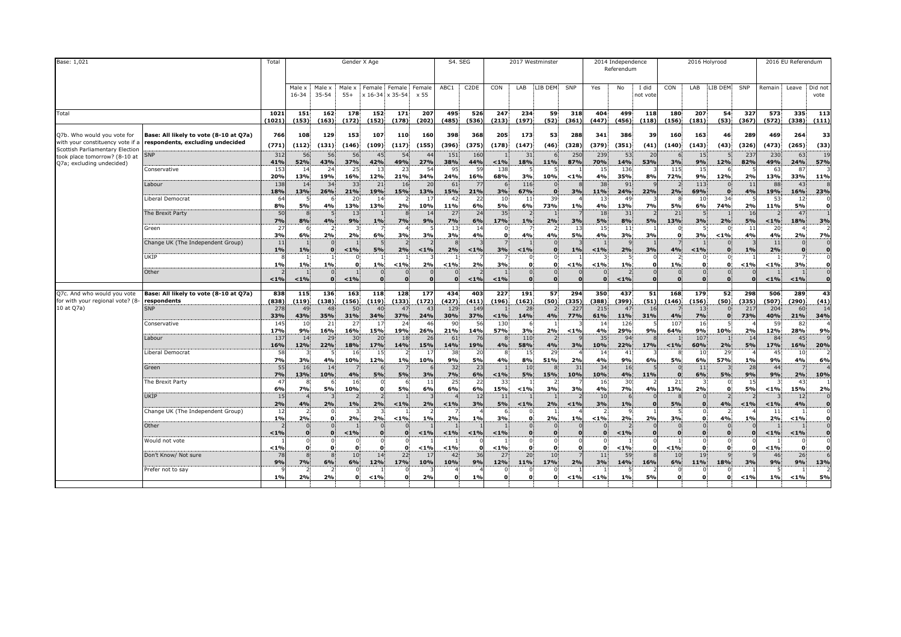| Base: 1,021 | | Total | Gender X Age | | | | | | S4. SEG | | 2017 Westminster | | | | 2014 Independence Referendum | | | 2016 Holyrood | | | | 2016 EU Referendum | | |
|---|---|---|---|---|---|---|---|---|---|---|---|---|---|---|---|---|---|---|---|---|---|---|---|---|
| | | | Male x 16-34 | Male x 35-54 | Male x 55+ | Female x 16-34 | Female x 35-54 | Female x 55 | ABC1 | C2DE | CON | LAB | LIB DEM | SNP | Yes | No | I did not vote | CON | LAB | LIB DEM | SNP | Remain | Leave | Did not vote |
| Total | | 1021 (1021) | 151 (153) | 162 (163) | 178 (172) | 152 (152) | 171 (178) | 207 (202) | 495 (485) | 526 (536) | 247 (213) | 234 (197) | 59 (52) | 318 (361) | 404 (447) | 499 (456) | 118 (118) | 180 (156) | 207 (181) | 54 (53) | 327 (367) | 573 (572) | 335 (338) | 113 (111) |
| Q7b. Who would you vote for with your constituency vote if a Scottish Parliamentary Election took place tomorrow? (8-10 at Q7a; excluding undecided) | Base: All likely to vote (8-10 at Q7a) respondents, excluding undecided | 766 (771) | 108 (112) | 129 (131) | 153 (146) | 107 (109) | 110 (117) | 160 (155) | 398 (396) | 368 (375) | 205 (178) | 173 (147) | 53 (46) | 288 (328) | 341 (379) | 386 (351) | 39 (41) | 160 (140) | 163 (143) | 46 (43) | 289 (326) | 469 (473) | 264 (265) | 33 (33) |
| | SNP | 312 41% | 56 52% | 56 43% | 56 37% | 45 42% | 54 49% | 44 27% | 151 38% | 160 44% | 1 <1% | 31 18% | 6 11% | 250 87% | 239 70% | 53 14% | 20 53% | 6 3% | 15 9% | 5 12% | 237 82% | 230 49% | 63 24% | 19 57% |
| | Conservative | 153 20% | 14 13% | 24 19% | 25 16% | 13 12% | 23 21% | 54 34% | 95 24% | 59 16% | 138 68% | 5 3% | 5 10% | 1 <1% | 15 4% | 136 35% | 3 8% | 115 72% | 15 9% | 6 12% | 5 2% | 63 13% | 87 33% | 3 11% |
| | Labour | 138 18% | 14 13% | 34 26% | 33 21% | 21 19% | 16 15% | 20 13% | 61 15% | 77 21% | 6 3% | 116 67% | 0 0 | 8 3% | 38 11% | 91 24% | 9 22% | 2 2% | 113 69% | 0 0 | 11 4% | 88 19% | 43 16% | 8 23% |
| | Liberal Democrat | 64 8% | 5 5% | 6 4% | 20 13% | 14 13% | 2 2% | 17 10% | 42 11% | 22 6% | 10 5% | 11 6% | 39 73% | 4 1% | 13 4% | 49 13% | 3 7% | 8 5% | 10 6% | 34 74% | 5 2% | 53 11% | 12 5% | 0 0 |
| | The Brexit Party | 50 7% | 8 8% | 5 4% | 13 9% | 1 1% | 8 7% | 14 9% | 27 7% | 24 6% | 35 17% | 2 1% | 1 2% | 7 3% | 18 5% | 31 8% | 2 5% | 21 13% | 5 3% | 1 2% | 16 5% | 2 <1% | 47 18% | 1 3% |
| | Green | 27 3% | 6 6% | 2 2% | 3 2% | 7 6% | 4 3% | 5 3% | 13 3% | 14 4% | 0 0 | 7 4% | 2 4% | 13 5% | 15 4% | 11 3% | 1 3% | 0 0 | 5 3% | 0 <1% | 11 4% | 20 4% | 4 2% | 2 7% |
| | Change UK (The Independent Group) | 11 1% | 1 1% | 0 0 | 1 <1% | 5 5% | 2 2% | 2 <1% | 8 2% | 3 <1% | 7 3% | 1 <1% | 0 0 | 3 1% | 1 <1% | 9 2% | 1 3% | 7 4% | 1 <1% | 0 0 | 3 1% | 11 2% | 0 0 | 0 0 |
| | UKIP | 8 1% | 1 1% | 1 1% | 0 0 | 1 1% | 1 <1% | 3 2% | 1 <1% | 7 2% | 7 3% | 0 0 | 0 0 | 1 <1% | 3 <1% | 5 1% | 0 0 | 2 1% | 0 0 | 0 0 | 0 <1% | 1 <1% | 7 3% | 0 0 |
| | Other | 2 <1% | 1 <1% | 0 0 | 1 <1% | 0 0 | 0 0 | 0 0 | 0 0 | 2 <1% | 1 <1% | 0 0 | 0 0 | 0 0 | 0 0 | 2 <1% | 0 0 | 0 0 | 0 0 | 0 0 | 0 0 | 1 <1% | 1 <1% | 0 0 |
| Q7c. And who would you vote for with your regional vote? (8-10 at Q7a) | Base: All likely to vote (8-10 at Q7a) respondents | 838 (838) | 115 (119) | 136 (138) | 163 (156) | 118 (119) | 128 (133) | 177 (172) | 434 (427) | 403 (411) | 227 (196) | 191 (162) | 57 (50) | 294 (335) | 350 (388) | 437 (399) | 51 (51) | 168 (146) | 179 (156) | 52 (50) | 298 (335) | 506 (507) | 289 (290) | 43 (41) |
| | SNP | 278 33% | 49 43% | 48 35% | 50 31% | 40 34% | 47 37% | 43 24% | 129 30% | 149 37% | 1 <1% | 28 14% | 2 4% | 227 77% | 215 61% | 47 11% | 16 31% | 7 4% | 13 7% | 0 0 | 217 73% | 204 40% | 60 21% | 14 34% |
| | Conservative | 145 17% | 10 9% | 21 16% | 27 16% | 17 15% | 24 19% | 46 26% | 90 21% | 56 14% | 130 57% | 6 3% | 1 2% | 3 <1% | 14 4% | 126 29% | 5 9% | 107 64% | 16 9% | 5 10% | 4 2% | 59 12% | 82 28% | 4 9% |
| | Labour | 137 16% | 14 12% | 29 22% | 30 18% | 20 17% | 18 14% | 26 15% | 61 14% | 76 19% | 8 4% | 110 58% | 2 4% | 9 3% | 35 10% | 94 22% | 8 17% | 1 <1% | 107 60% | 1 2% | 14 5% | 84 17% | 45 16% | 9 20% |
| | Liberal Democrat | 58 7% | 3 3% | 5 4% | 16 10% | 15 12% | 2 1% | 17 10% | 38 9% | 20 5% | 8 4% | 15 8% | 29 51% | 4 2% | 14 4% | 41 9% | 3 6% | 8 5% | 10 6% | 29 57% | 4 1% | 45 9% | 10 4% | 2 6% |
| | Green | 55 7% | 16 13% | 14 10% | 7 4% | 6 5% | 7 5% | 6 3% | 32 7% | 23 6% | 1 <1% | 10 5% | 8 15% | 31 10% | 34 10% | 16 4% | 5 11% | 0 0 | 11 6% | 3 5% | 28 9% | 44 9% | 7 2% | 4 10% |
| | The Brexit Party | 47 6% | 8 7% | 6 5% | 16 10% | 0 0 | 6 5% | 11 6% | 25 6% | 22 6% | 33 15% | 1 <1% | 2 3% | 7 2% | 16 4% | 30 7% | 2 4% | 21 13% | 3 2% | 0 0 | 15 5% | 3 <1% | 43 15% | 1 2% |
| | UKIP | 15 2% | 4 4% | 3 2% | 2 1% | 2 2% | 1 <1% | 2 2% | 4 <1% | 12 3% | 11 5% | 1 <1% | 1 2% | 2 <1% | 10 3% | 6 1% | 0 0 | 8 5% | 0 0 | 2 4% | 2 <1% | 3 <1% | 12 4% | 0 0 |
| | Change UK (The Independent Group) | 12 1% | 2 2% | 0 0 | 3 2% | 3 2% | 1 <1% | 2 1% | 7 2% | 4 1% | 6 3% | 0 0 | 1 2% | 4 1% | 2 <1% | 9 2% | 1 2% | 5 3% | 0 0 | 2 4% | 4 1% | 11 2% | 1 <1% | 0 0 |
| | Other | 2 <1% | 0 0 | 0 0 | 1 <1% | 0 0 | 0 0 | 1 <1% | 1 <1% | 1 <1% | 1 <1% | 0 0 | 0 0 | 0 0 | 0 0 | 2 <1% | 0 0 | 0 0 | 0 0 | 0 0 | 0 0 | 1 <1% | 1 <1% | 0 0 |
| | Would not vote | 1 <1% | 0 0 | 0 0 | 0 0 | 0 0 | 0 0 | 1 <1% | 1 <1% | 0 0 | 1 <1% | 0 0 | 0 0 | 0 0 | 0 0 | 1 <1% | 0 0 | 1 <1% | 0 0 | 0 0 | 0 0 | 1 <1% | 0 0 | 0 0 |
| | Don't Know/ Not sure | 78 9% | 8 7% | 8 6% | 10 6% | 14 12% | 22 17% | 17 10% | 42 10% | 36 9% | 27 12% | 20 11% | 10 17% | 7 2% | 11 3% | 59 14% | 8 16% | 10 6% | 19 11% | 9 18% | 9 3% | 46 9% | 26 9% | 6 13% |
| | Prefer not to say | 9 1% | 2 2% | 2 2% | 0 0 | 1 <1% | 0 0 | 3 2% | 4 0 | 4 1% | 0 0 | 0 0 | 0 0 | 1 <1% | 1 <1% | 5 1% | 3 5% | 0 0 | 0 0 | 0 0 | 1 <1% | 5 1% | 1 <1% | 2 5% |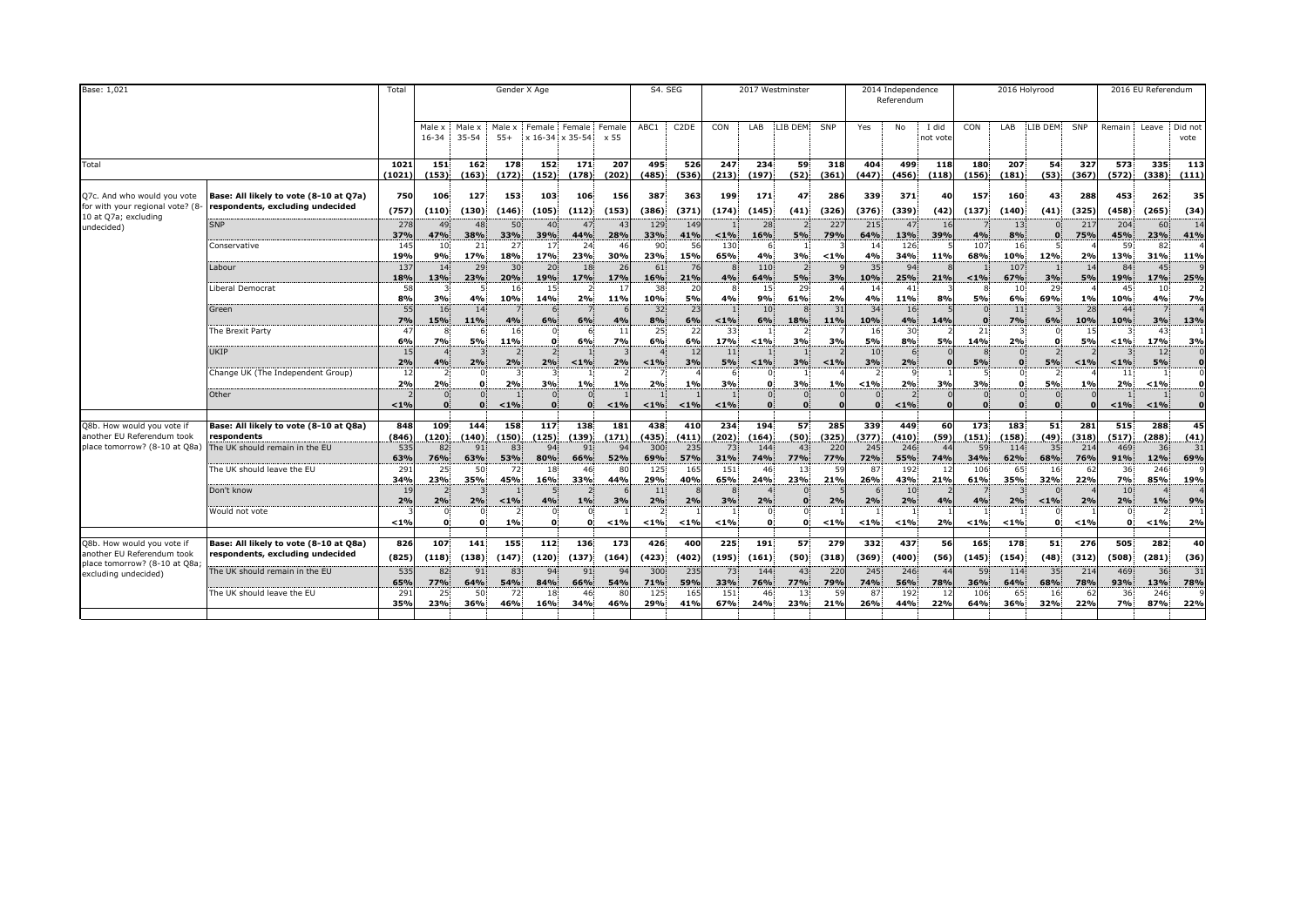| Base: 1,021 | | Total | Gender X Age | | | | | | S4. SEG | | 2017 Westminster | | | | 2014 Independence Referendum | | | 2016 Holyrood | | | | 2016 EU Referendum | | |
|---|---|---|---|---|---|---|---|---|---|---|---|---|---|---|---|---|---|---|---|---|---|---|---|---|
| | | | Male x 16-34 | Male x 35-54 | Male x 55+ | Female x 16-34 | Female x 35-54 | Female x 55 | ABC1 | C2DE | CON | LAB | LIB DEM | SNP | Yes | No | I did not vote | CON | LAB | LIB DEM | SNP | Remain | Leave | Did not vote |
| Total | | 1021 (1021) | 151 (153) | 162 (163) | 178 (172) | 152 (152) | 171 (178) | 207 (202) | 495 (485) | 526 (536) | 247 (213) | 234 (197) | 59 (52) | 318 (361) | 404 (447) | 499 (456) | 118 (118) | 180 (156) | 207 (181) | 54 (53) | 327 (367) | 573 (572) | 335 (338) | 113 (111) |
| Q7c. And who would you vote for with your regional vote? (8-10 at Q7a; excluding undecided) | Base: All likely to vote (8-10 at Q7a) respondents, excluding undecided | 750 (757) | 106 (110) | 127 (130) | 153 (146) | 103 (105) | 106 (112) | 156 (153) | 387 (386) | 363 (371) | 199 (174) | 171 (145) | 47 (41) | 286 (326) | 339 (376) | 371 (339) | 40 (42) | 157 (137) | 160 (140) | 43 (41) | 288 (325) | 453 (458) | 262 (265) | 35 (34) |
| | SNP | 278 37% | 49 47% | 48 38% | 50 33% | 40 39% | 47 44% | 43 28% | 129 33% | 149 41% | 1 <1% | 28 16% | 2 5% | 227 79% | 215 64% | 47 13% | 16 39% | 7 4% | 13 8% | 0 0 | 217 75% | 204 45% | 60 23% | 14 41% |
| | Conservative | 145 19% | 10 9% | 21 17% | 27 18% | 17 17% | 24 23% | 46 30% | 90 23% | 56 15% | 130 65% | 6 4% | 1 3% | 3 <1% | 14 4% | 126 34% | 5 11% | 107 68% | 16 10% | 5 12% | 4 2% | 59 13% | 82 31% | 4 11% |
| | Labour | 137 18% | 14 13% | 29 23% | 30 20% | 20 19% | 18 17% | 26 17% | 61 16% | 76 21% | 8 4% | 110 64% | 2 5% | 9 3% | 35 10% | 94 25% | 8 21% | 1 <1% | 107 67% | 1 3% | 14 5% | 84 19% | 45 17% | 9 25% |
| | Liberal Democrat | 58 8% | 3 3% | 5 4% | 16 10% | 15 14% | 2 2% | 17 11% | 38 10% | 20 5% | 8 4% | 15 9% | 29 61% | 4 2% | 14 4% | 41 11% | 3 8% | 8 5% | 10 6% | 29 69% | 4 1% | 45 10% | 10 4% | 2 7% |
| | Green | 55 7% | 16 15% | 14 11% | 7 4% | 6 6% | 7 6% | 6 4% | 32 8% | 23 6% | 1 <1% | 10 6% | 8 18% | 31 11% | 34 10% | 16 4% | 5 14% | 0 0 | 11 7% | 3 6% | 28 10% | 44 10% | 7 3% | 4 13% |
| | The Brexit Party | 47 6% | 8 7% | 6 5% | 16 11% | 0 0 | 6 6% | 11 7% | 25 6% | 22 6% | 33 17% | 1 <1% | 2 3% | 7 3% | 16 5% | 30 8% | 2 5% | 21 14% | 3 2% | 0 0 | 15 5% | 3 <1% | 43 17% | 1 3% |
| | UKIP | 15 2% | 4 4% | 3 2% | 2 2% | 2 2% | 1 <1% | 3 2% | 4 <1% | 12 3% | 11 5% | 1 <1% | 1 3% | 2 <1% | 10 3% | 6 2% | 0 0 | 8 5% | 0 0 | 2 5% | 2 <1% | 3 <1% | 12 5% | 0 0 |
| | Change UK (The Independent Group) | 12 2% | 2 2% | 0 0 | 3 2% | 3 3% | 1 1% | 2 1% | 7 2% | 4 1% | 6 3% | 0 0 | 1 3% | 4 1% | 2 <1% | 9 2% | 1 3% | 5 3% | 0 0 | 2 5% | 4 1% | 11 2% | 1 <1% | 0 0 |
| | Other | 2 <1% | 0 0 | 0 0 | 1 <1% | 0 0 | 0 0 | 1 <1% | 1 <1% | 1 <1% | 1 <1% | 0 0 | 0 0 | 0 0 | 0 0 | 2 <1% | 0 0 | 0 0 | 0 0 | 0 0 | 0 0 | 1 <1% | 1 <1% | 0 0 |
| Q8b. How would you vote if another EU Referendum took place tomorrow? (8-10 at Q8a) | Base: All likely to vote (8-10 at Q8a) respondents | 848 (846) | 109 (120) | 144 (140) | 158 (150) | 117 (125) | 138 (139) | 181 (171) | 438 (435) | 410 (411) | 234 (202) | 194 (164) | 57 (50) | 285 (325) | 339 (377) | 449 (410) | 60 (59) | 173 (151) | 183 (158) | 51 (49) | 281 (318) | 515 (517) | 288 (288) | 45 (41) |
| | The UK should remain in the EU | 535 63% | 82 76% | 91 63% | 83 53% | 94 80% | 91 66% | 94 52% | 300 69% | 235 57% | 73 31% | 144 74% | 43 77% | 220 77% | 245 72% | 246 55% | 44 74% | 59 34% | 114 62% | 35 68% | 214 76% | 469 91% | 36 12% | 31 69% |
| | The UK should leave the EU | 291 34% | 25 23% | 50 35% | 72 45% | 18 16% | 46 33% | 80 44% | 125 29% | 165 40% | 151 65% | 46 24% | 13 23% | 59 21% | 87 26% | 192 43% | 12 21% | 106 61% | 65 35% | 16 32% | 62 22% | 36 7% | 246 85% | 9 19% |
| | Don't know | 19 2% | 2 2% | 3 2% | 1 <1% | 5 4% | 2 1% | 6 3% | 11 2% | 8 2% | 8 3% | 4 2% | 0 0 | 5 2% | 6 2% | 10 2% | 2 4% | 7 4% | 3 2% | 0 <1% | 4 2% | 10 2% | 4 1% | 4 9% |
| | Would not vote | 3 <1% | 0 0 | 0 0 | 2 1% | 0 0 | 0 0 | 1 <1% | 2 <1% | 1 <1% | 1 <1% | 0 0 | 0 0 | 1 <1% | 1 <1% | 1 <1% | 1 2% | 1 <1% | 1 <1% | 0 0 | 1 <1% | 0 0 | 2 <1% | 1 2% |
| Q8b. How would you vote if another EU Referendum took place tomorrow? (8-10 at Q8a; excluding undecided) | Base: All likely to vote (8-10 at Q8a) respondents, excluding undecided | 826 (825) | 107 (118) | 141 (138) | 155 (147) | 112 (120) | 136 (137) | 173 (164) | 426 (423) | 400 (402) | 225 (195) | 191 (161) | 57 (50) | 279 (318) | 332 (369) | 437 (400) | 56 (56) | 165 (145) | 178 (154) | 51 (48) | 276 (312) | 505 (508) | 282 (281) | 40 (36) |
| | The UK should remain in the EU | 535 65% | 82 77% | 91 64% | 83 54% | 94 84% | 91 66% | 94 54% | 300 71% | 235 59% | 73 33% | 144 76% | 43 77% | 220 79% | 245 74% | 246 56% | 44 78% | 59 36% | 114 64% | 35 68% | 214 78% | 469 93% | 36 13% | 31 78% |
| | The UK should leave the EU | 291 35% | 25 23% | 50 36% | 72 46% | 18 16% | 46 34% | 80 46% | 125 29% | 165 41% | 151 67% | 46 24% | 13 23% | 59 21% | 87 26% | 192 44% | 12 22% | 106 64% | 65 36% | 16 32% | 62 22% | 36 7% | 246 87% | 9 22% |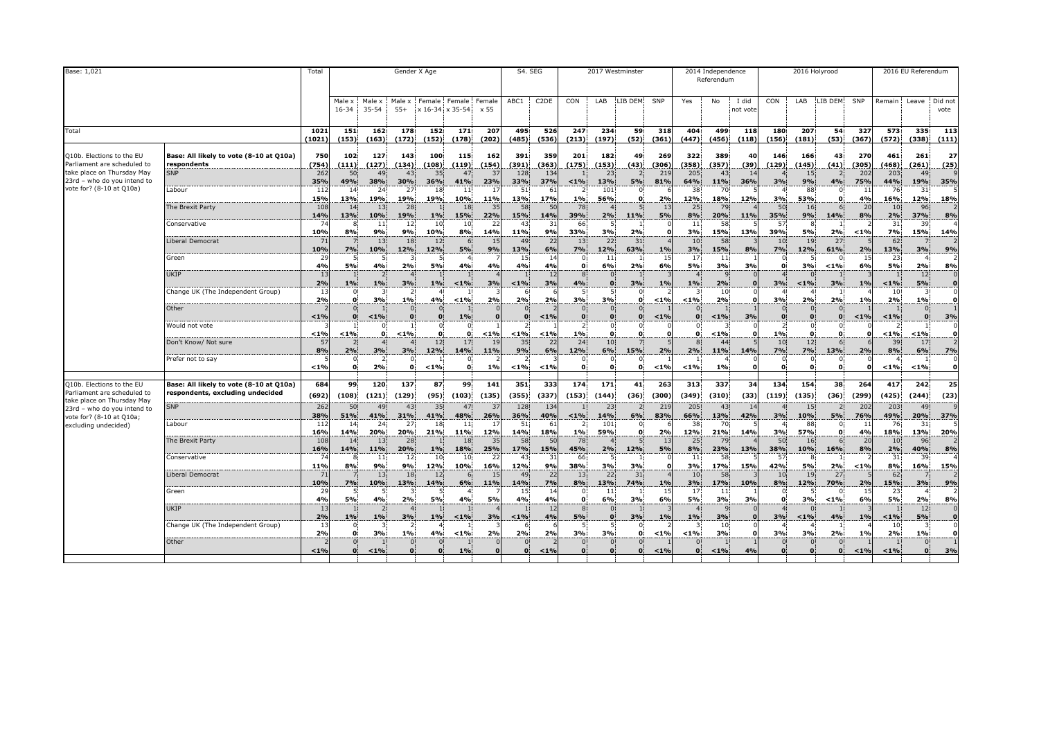Base: 1,021

| | | Total | Gender X Age | | | | | | S4. SEG | | 2017 Westminster | | | | 2014 Independence Referendum | | | 2016 Holyrood | | | | 2016 EU Referendum | | |
|---|---|---|---|---|---|---|---|---|---|---|---|---|---|---|---|---|---|---|---|---|---|---|---|---|
| | | | Male x 16-34 | Male x 35-54 | Male x 55+ | Female x 16-34 | Female x 35-54 | Female x 55 | ABC1 | C2DE | CON | LAB | LIB DEM | SNP | Yes | No | I did not vote | CON | LAB | LIB DEM | SNP | Remain | Leave | Did not vote |
| Total | | 1021 (1021) | 151 (153) | 162 (163) | 178 (172) | 152 (152) | 171 (178) | 207 (202) | 495 (485) | 526 (536) | 247 (213) | 234 (197) | 59 (52) | 318 (361) | 404 (447) | 499 (456) | 118 (118) | 180 (156) | 207 (181) | 54 (53) | 327 (367) | 573 (572) | 335 (338) | 113 (111) |
| Q10b. Elections to the EU Parliament are scheduled to take place on Thursday May 23rd – who do you intend to vote for? (8-10 at Q10a) | Base: All likely to vote (8-10 at Q10a) respondents | 750 (754) | 102 (111) | 127 (127) | 143 (134) | 100 (108) | 115 (119) | 162 (154) | 391 (391) | 359 (363) | 201 (175) | 182 (153) | 49 (43) | 269 (306) | 322 (358) | 389 (357) | 40 (39) | 146 (129) | 166 (145) | 43 (41) | 270 (305) | 461 (468) | 261 (261) | 27 (25) |
| | SNP | 262 35% | 50 49% | 49 38% | 43 30% | 35 36% | 47 41% | 37 23% | 128 33% | 134 37% | 1 <1% | 23 13% | 2 5% | 219 81% | 205 64% | 43 11% | 14 36% | 4 3% | 15 9% | 2 4% | 202 75% | 203 44% | 49 19% | 9 35% |
| | Labour | 112 15% | 14 13% | 24 19% | 27 19% | 18 19% | 11 10% | 17 11% | 51 13% | 61 17% | 2 1% | 101 56% | 0 0 | 6 2% | 38 12% | 70 18% | 5 12% | 4 3% | 88 53% | 0 0 | 11 4% | 76 16% | 31 12% | 5 18% |
| | The Brexit Party | 108 14% | 14 13% | 13 10% | 28 19% | 1 1% | 18 15% | 35 22% | 58 15% | 50 14% | 78 39% | 4 2% | 5 11% | 13 5% | 25 8% | 79 20% | 4 11% | 50 35% | 16 9% | 6 14% | 20 8% | 10 2% | 96 37% | 2 8% |
| | Conservative | 74 10% | 8 8% | 11 9% | 12 9% | 10 10% | 10 8% | 22 14% | 43 11% | 31 9% | 66 33% | 5 3% | 1 2% | 0 0 | 11 3% | 58 15% | 5 13% | 57 39% | 8 5% | 1 2% | 2 <1% | 31 7% | 39 15% | 4 14% |
| | Liberal Democrat | 71 10% | 7 7% | 13 10% | 18 12% | 12 12% | 6 5% | 15 9% | 49 13% | 22 6% | 13 7% | 22 12% | 31 63% | 4 1% | 10 3% | 58 15% | 3 8% | 10 7% | 19 12% | 27 61% | 5 2% | 62 13% | 7 3% | 2 9% |
| | Green | 29 4% | 5 5% | 5 4% | 3 2% | 5 5% | 4 4% | 7 4% | 15 4% | 14 4% | 0 0 | 11 6% | 1 2% | 15 6% | 17 5% | 11 3% | 1 3% | 0 0 | 5 3% | 0 <1% | 15 6% | 23 5% | 4 2% | 2 8% |
| | UKIP | 13 2% | 1 1% | 2 1% | 4 3% | 1 1% | 1 <1% | 4 3% | 1 <1% | 12 3% | 8 4% | 0 0 | 1 3% | 3 1% | 4 1% | 9 2% | 0 0 | 4 3% | 0 <1% | 1 3% | 3 1% | 1 <1% | 12 5% | 0 0 |
| | Change UK (The Independent Group) | 13 2% | 0 0 | 3 3% | 2 1% | 4 4% | 1 <1% | 3 2% | 6 2% | 6 2% | 5 3% | 5 3% | 0 0 | 2 <1% | 3 <1% | 10 2% | 0 0 | 4 3% | 4 2% | 1 2% | 4 1% | 10 2% | 3 1% | 0 0 |
| | Other | 2 <1% | 0 0 | 1 <1% | 0 0 | 0 0 | 1 1% | 0 0 | 0 0 | 2 <1% | 0 0 | 0 0 | 0 0 | 1 <1% | 0 0 | 1 <1% | 1 3% | 0 0 | 0 0 | 0 0 | 1 <1% | 1 <1% | 0 0 | 1 3% |
| | Would not vote | 3 <1% | 1 <1% | 0 0 | 1 <1% | 0 0 | 0 0 | 1 <1% | 2 <1% | 1 <1% | 2 1% | 0 0 | 0 0 | 0 0 | 0 0 | 3 <1% | 0 0 | 2 1% | 0 0 | 0 0 | 0 0 | 2 <1% | 1 <1% | 0 0 |
| | Don't Know/ Not sure | 57 8% | 2 2% | 4 3% | 4 3% | 12 12% | 17 14% | 19 11% | 35 9% | 22 6% | 24 12% | 10 6% | 7 15% | 5 2% | 8 2% | 44 11% | 5 14% | 10 7% | 12 7% | 6 13% | 6 2% | 39 8% | 17 6% | 2 7% |
| | Prefer not to say | 5 <1% | 0 0 | 2 2% | 0 0 | 1 <1% | 0 0 | 2 1% | 2 <1% | 3 <1% | 0 0 | 0 0 | 0 0 | 1 <1% | 1 <1% | 4 1% | 0 0 | 0 0 | 0 0 | 0 0 | 0 0 | 4 <1% | 1 <1% | 0 0 |
| Q10b. Elections to the EU Parliament are scheduled to take place on Thursday May 23rd – who do you intend to vote for? (8-10 at Q10a; excluding undecided) | Base: All likely to vote (8-10 at Q10a) respondents, excluding undecided | 684 (692) | 99 (108) | 120 (121) | 137 (129) | 87 (95) | 99 (103) | 141 (135) | 351 (355) | 333 (337) | 174 (153) | 171 (144) | 41 (36) | 263 (300) | 313 (349) | 337 (310) | 34 (33) | 134 (119) | 154 (135) | 38 (36) | 264 (299) | 417 (425) | 242 (244) | 25 (23) |
| | SNP | 262 38% | 50 51% | 49 41% | 43 31% | 35 41% | 47 48% | 37 26% | 128 36% | 134 40% | 1 <1% | 23 14% | 2 6% | 219 83% | 205 66% | 43 13% | 14 42% | 4 3% | 15 10% | 2 5% | 202 76% | 203 49% | 49 20% | 9 37% |
| | Labour | 112 16% | 14 14% | 24 20% | 27 20% | 18 21% | 11 11% | 17 12% | 51 14% | 61 18% | 2 1% | 101 59% | 0 0 | 6 2% | 38 12% | 70 21% | 5 14% | 4 3% | 88 57% | 0 0 | 11 4% | 76 18% | 31 13% | 5 20% |
| | The Brexit Party | 108 16% | 14 14% | 13 11% | 28 20% | 1 1% | 18 18% | 35 25% | 58 17% | 50 15% | 78 45% | 4 2% | 5 12% | 13 5% | 25 8% | 79 23% | 4 13% | 50 38% | 16 10% | 6 16% | 20 8% | 10 2% | 96 40% | 2 8% |
| | Conservative | 74 11% | 8 8% | 11 9% | 12 9% | 10 12% | 10 10% | 22 16% | 43 12% | 31 9% | 66 38% | 5 3% | 1 3% | 0 0 | 11 3% | 58 17% | 5 15% | 57 42% | 8 5% | 1 2% | 2 <1% | 31 8% | 39 16% | 4 15% |
| | Liberal Democrat | 71 10% | 7 7% | 13 10% | 18 13% | 12 14% | 6 6% | 15 11% | 49 14% | 22 7% | 13 8% | 22 13% | 31 74% | 4 1% | 10 3% | 58 17% | 3 10% | 10 8% | 19 12% | 27 70% | 5 2% | 62 15% | 7 3% | 2 9% |
| | Green | 29 4% | 5 5% | 5 4% | 3 2% | 5 5% | 4 4% | 7 5% | 15 4% | 14 4% | 0 0 | 11 6% | 1 3% | 15 6% | 17 5% | 11 3% | 1 3% | 0 0 | 5 3% | 0 <1% | 15 6% | 23 5% | 4 2% | 2 8% |
| | UKIP | 13 2% | 1 1% | 2 1% | 4 3% | 1 1% | 1 <1% | 4 3% | 1 <1% | 12 4% | 8 5% | 0 0 | 1 3% | 3 1% | 4 1% | 9 3% | 0 0 | 4 3% | 0 <1% | 1 4% | 3 1% | 1 <1% | 12 5% | 0 0 |
| | Change UK (The Independent Group) | 13 2% | 0 0 | 3 3% | 2 1% | 4 4% | 1 <1% | 3 2% | 6 2% | 6 2% | 5 3% | 5 3% | 0 0 | 2 <1% | 3 <1% | 10 3% | 0 0 | 4 3% | 4 3% | 1 2% | 4 1% | 10 2% | 3 1% | 0 0 |
| | Other | 2 <1% | 0 0 | 1 <1% | 0 0 | 0 0 | 1 1% | 0 0 | 0 0 | 2 <1% | 0 0 | 0 0 | 0 0 | 1 <1% | 0 0 | 1 <1% | 1 4% | 0 0 | 0 0 | 0 0 | 1 <1% | 1 <1% | 0 0 | 1 3% |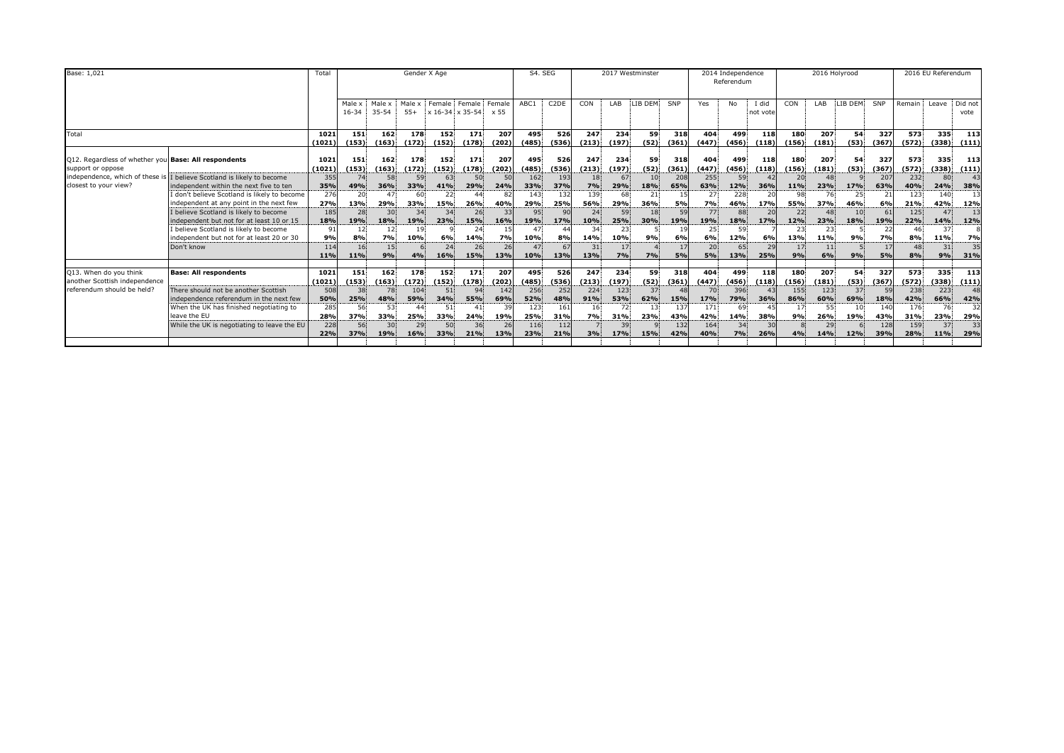| Base: 1,021 | | Total | Gender X Age | | | | | | S4. SEG | | 2017 Westminster | | | | 2014 Independence Referendum | | | 2016 Holyrood | | | | 2016 EU Referendum | | |
|---|---|---|---|---|---|---|---|---|---|---|---|---|---|---|---|---|---|---|---|---|---|---|---|---|
| | | | Male x 16-34 | Male x 35-54 | Male x 55+ | Female x 16-34 | Female x 35-54 | Female x 55 | ABC1 | C2DE | CON | LAB | LIB DEM | SNP | Yes | No | I did not vote | CON | LAB | LIB DEM | SNP | Remain | Leave | Did not vote |
| Total | | **1021** **(1021)** | **151** **(153)** | **162** **(163)** | **178** **(172)** | **152** **(152)** | **171** **(178)** | **207** **(202)** | **495** **(485)** | **526** **(536)** | **247** **(213)** | **234** **(197)** | **59** **(52)** | **318** **(361)** | **404** **(447)** | **499** **(456)** | **118** **(118)** | **180** **(156)** | **207** **(181)** | **54** **(53)** | **327** **(367)** | **573** **(572)** | **335** **(338)** | **113** **(111)** |
| Q12. Regardless of whether you support or oppose independence, which of these is closest to your view? | **Base: All respondents** | **1021** **(1021)** | **151** **(153)** | **162** **(163)** | **178** **(172)** | **152** **(152)** | **171** **(178)** | **207** **(202)** | **495** **(485)** | **526** **(536)** | **247** **(213)** | **234** **(197)** | **59** **(52)** | **318** **(361)** | **404** **(447)** | **499** **(456)** | **118** **(118)** | **180** **(156)** | **207** **(181)** | **54** **(53)** | **327** **(367)** | **573** **(572)** | **335** **(338)** | **113** **(111)** |
| | I believe Scotland is likely to become independent within the next five to ten | 355 **35%** | 74 **49%** | 58 **36%** | 59 **33%** | 63 **41%** | 50 **29%** | 50 **24%** | 162 **33%** | 193 **37%** | 18 **7%** | 67 **29%** | 10 **18%** | 208 **65%** | 255 **63%** | 59 **12%** | 42 **36%** | 20 **11%** | 48 **23%** | 9 **17%** | 207 **63%** | 232 **40%** | 80 **24%** | 43 **38%** |
| | I don't believe Scotland is likely to become independent at any point in the next few | 276 **27%** | 20 **13%** | 47 **29%** | 60 **33%** | 22 **15%** | 44 **26%** | 82 **40%** | 143 **29%** | 132 **25%** | 139 **56%** | 68 **29%** | 21 **36%** | 15 **5%** | 27 **7%** | 228 **46%** | 20 **17%** | 98 **55%** | 76 **37%** | 25 **46%** | 21 **6%** | 123 **21%** | 140 **42%** | 13 **12%** |
| | I believe Scotland is likely to become independent but not for at least 10 or 15 | 185 **18%** | 28 **19%** | 30 **18%** | 34 **19%** | 34 **23%** | 26 **15%** | 33 **16%** | 95 **19%** | 90 **17%** | 24 **10%** | 59 **25%** | 18 **30%** | 59 **19%** | 77 **19%** | 88 **18%** | 20 **17%** | 22 **12%** | 48 **23%** | 10 **18%** | 61 **19%** | 125 **22%** | 47 **14%** | 13 **12%** |
| | I believe Scotland is likely to become independent but not for at least 20 or 30 | 91 **9%** | 12 **8%** | 12 **7%** | 19 **10%** | 9 **6%** | 24 **14%** | 15 **7%** | 47 **10%** | 44 **8%** | 34 **14%** | 23 **10%** | 5 **9%** | 19 **6%** | 25 **6%** | 59 **12%** | 7 **6%** | 23 **13%** | 23 **11%** | 5 **9%** | 22 **7%** | 46 **8%** | 37 **11%** | 8 **7%** |
| | Don't know | 114 **11%** | 16 **11%** | 15 **9%** | 6 **4%** | 24 **16%** | 26 **15%** | 26 **13%** | 47 **10%** | 67 **13%** | 31 **13%** | 17 **7%** | 4 **7%** | 17 **5%** | 20 **5%** | 65 **13%** | 29 **25%** | 17 **9%** | 11 **6%** | 5 **9%** | 17 **5%** | 48 **8%** | 31 **9%** | 35 **31%** |
| Q13. When do you think another Scottish independence referendum should be held? | **Base: All respondents** | **1021** **(1021)** | **151** **(153)** | **162** **(163)** | **178** **(172)** | **152** **(152)** | **171** **(178)** | **207** **(202)** | **495** **(485)** | **526** **(536)** | **247** **(213)** | **234** **(197)** | **59** **(52)** | **318** **(361)** | **404** **(447)** | **499** **(456)** | **118** **(118)** | **180** **(156)** | **207** **(181)** | **54** **(53)** | **327** **(367)** | **573** **(572)** | **335** **(338)** | **113** **(111)** |
| | There should not be another Scottish independence referendum in the next few | 508 **50%** | 38 **25%** | 78 **48%** | 104 **59%** | 51 **34%** | 94 **55%** | 142 **69%** | 256 **52%** | 252 **48%** | 224 **91%** | 123 **53%** | 37 **62%** | 48 **15%** | 70 **17%** | 396 **79%** | 43 **36%** | 155 **86%** | 123 **60%** | 37 **69%** | 59 **18%** | 238 **42%** | 223 **66%** | 48 **42%** |
| | When the UK has finished negotiating to leave the EU | 285 **28%** | 56 **37%** | 53 **33%** | 44 **25%** | 51 **33%** | 41 **24%** | 39 **19%** | 123 **25%** | 161 **31%** | 16 **7%** | 72 **31%** | 13 **23%** | 137 **43%** | 171 **42%** | 69 **14%** | 45 **38%** | 17 **9%** | 55 **26%** | 10 **19%** | 140 **43%** | 176 **31%** | 76 **23%** | 32 **29%** |
| | While the UK is negotiating to leave the EU | 228 **22%** | 56 **37%** | 30 **19%** | 29 **16%** | 50 **33%** | 36 **21%** | 26 **13%** | 116 **23%** | 112 **21%** | 7 **3%** | 39 **17%** | 9 **15%** | 132 **42%** | 164 **40%** | 34 **7%** | 30 **26%** | 8 **4%** | 29 **14%** | 6 **12%** | 128 **39%** | 159 **28%** | 37 **11%** | 33 **29%** |